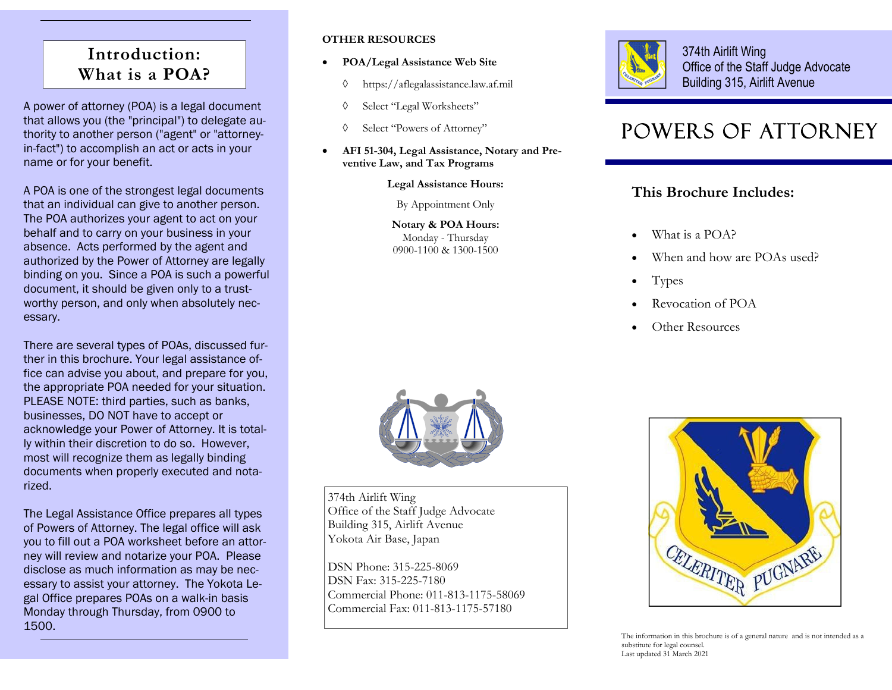## Introduction: What is a POA?

A power of attorney (POA) is a legal document that allows you (the "principal") to delegate authority to another person ("agent" or "attorney-in-fact") to accomplish an act or acts in your name or for your benefit.

A POA is one of the strongest legal documents that an individual can give to another person. The POA authorizes your agent to act on your behalf and to carry on your business in your absence. Acts performed by the agent and authorized by the Power of Attorney are legally binding on you. Since a POA is such a powerful document, it should be given only to a trustworthy person, and only when absolutely necessary.

There are several types of POAs, discussed further in this brochure. Your legal assistance office can advise you about, and prepare for you, the appropriate POA needed for your situation. PLEASE NOTE: third parties, such as banks, businesses, DO NOT have to accept or acknowledge your Power of Attorney. It is totally within their discretion to do so. However, most will recognize them as legally binding documents when properly executed and notarized.

The Legal Assistance Office prepares all types of Powers of Attorney. The legal office will ask you to fill out a POA worksheet before an attorney will review and notarize your POA. Please disclose as much information as may be necessary to assist your attorney. The Yokota Legal Office prepares POAs on a walk-in basis Monday through Thursday, from 0900 to 1500.

**OTHER RESOURCES**

- **POA/Legal Assistance Web Site**
  - ◊ https://aflegalassistance.law.af.mil
  - ◊ Select "Legal Worksheets"
  - ◊ Select "Powers of Attorney"
- **AFI 51-304, Legal Assistance, Notary and Preventive Law, and Tax Programs**

**Legal Assistance Hours:**

By Appointment Only

**Notary & POA Hours:**
Monday - Thursday
0900-1100 & 1300-1500

374th Airlift Wing
Office of the Staff Judge Advocate
Building 315, Airlift Avenue
Yokota Air Base, Japan

DSN Phone: 315-225-8069
DSN Fax: 315-225-7180
Commercial Phone: 011-813-1175-58069
Commercial Fax: 011-813-1175-57180

374th Airlift Wing
Office of the Staff Judge Advocate
Building 315, Airlift Avenue

# POWERS OF ATTORNEY

### This Brochure Includes:

- What is a POA?
- When and how are POAs used?
- Types
- Revocation of POA
- Other Resources

The information in this brochure is of a general nature and is not intended as a substitute for legal counsel.
Last updated 31 March 2021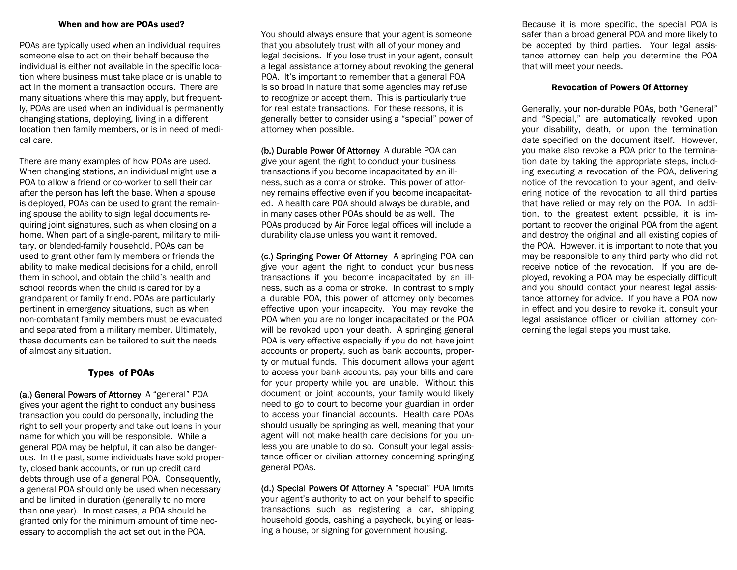### When and how are POAs used?

POAs are typically used when an individual requires someone else to act on their behalf because the individual is either not available in the specific location where business must take place or is unable to act in the moment a transaction occurs. There are many situations where this may apply, but frequently, POAs are used when an individual is permanently changing stations, deploying, living in a different location then family members, or is in need of medical care.

There are many examples of how POAs are used. When changing stations, an individual might use a POA to allow a friend or co-worker to sell their car after the person has left the base. When a spouse is deployed, POAs can be used to grant the remaining spouse the ability to sign legal documents requiring joint signatures, such as when closing on a home. When part of a single-parent, military to military, or blended-family household, POAs can be used to grant other family members or friends the ability to make medical decisions for a child, enroll them in school, and obtain the child's health and school records when the child is cared for by a grandparent or family friend. POAs are particularly pertinent in emergency situations, such as when non-combatant family members must be evacuated and separated from a military member. Ultimately, these documents can be tailored to suit the needs of almost any situation.

### Types of POAs

**(a.) General Powers of Attorney** A "general" POA gives your agent the right to conduct any business transaction you could do personally, including the right to sell your property and take out loans in your name for which you will be responsible. While a general POA may be helpful, it can also be dangerous. In the past, some individuals have sold property, closed bank accounts, or run up credit card debts through use of a general POA. Consequently, a general POA should only be used when necessary and be limited in duration (generally to no more than one year). In most cases, a POA should be granted only for the minimum amount of time necessary to accomplish the act set out in the POA.

You should always ensure that your agent is someone that you absolutely trust with all of your money and legal decisions. If you lose trust in your agent, consult a legal assistance attorney about revoking the general POA. It's important to remember that a general POA is so broad in nature that some agencies may refuse to recognize or accept them. This is particularly true for real estate transactions. For these reasons, it is generally better to consider using a "special" power of attorney when possible.

**(b.) Durable Power Of Attorney** A durable POA can give your agent the right to conduct your business transactions if you become incapacitated by an illness, such as a coma or stroke. This power of attorney remains effective even if you become incapacitated. A health care POA should always be durable, and in many cases other POAs should be as well. The POAs produced by Air Force legal offices will include a durability clause unless you want it removed.

**(c.) Springing Power Of Attorney** A springing POA can give your agent the right to conduct your business transactions if you become incapacitated by an illness, such as a coma or stroke. In contrast to simply a durable POA, this power of attorney only becomes effective upon your incapacity. You may revoke the POA when you are no longer incapacitated or the POA will be revoked upon your death. A springing general POA is very effective especially if you do not have joint accounts or property, such as bank accounts, property or mutual funds. This document allows your agent to access your bank accounts, pay your bills and care for your property while you are unable. Without this document or joint accounts, your family would likely need to go to court to become your guardian in order to access your financial accounts. Health care POAs should usually be springing as well, meaning that your agent will not make health care decisions for you unless you are unable to do so. Consult your legal assistance officer or civilian attorney concerning springing general POAs.

**(d.) Special Powers Of Attorney** A "special" POA limits your agent's authority to act on your behalf to specific transactions such as registering a car, shipping household goods, cashing a paycheck, buying or leasing a house, or signing for government housing.

Because it is more specific, the special POA is safer than a broad general POA and more likely to be accepted by third parties. Your legal assistance attorney can help you determine the POA that will meet your needs.

### Revocation of Powers Of Attorney

Generally, your non-durable POAs, both "General" and "Special," are automatically revoked upon your disability, death, or upon the termination date specified on the document itself. However, you make also revoke a POA prior to the termination date by taking the appropriate steps, including executing a revocation of the POA, delivering notice of the revocation to your agent, and delivering notice of the revocation to all third parties that have relied or may rely on the POA. In addition, to the greatest extent possible, it is important to recover the original POA from the agent and destroy the original and all existing copies of the POA. However, it is important to note that you may be responsible to any third party who did not receive notice of the revocation. If you are deployed, revoking a POA may be especially difficult and you should contact your nearest legal assistance attorney for advice. If you have a POA now in effect and you desire to revoke it, consult your legal assistance officer or civilian attorney concerning the legal steps you must take.